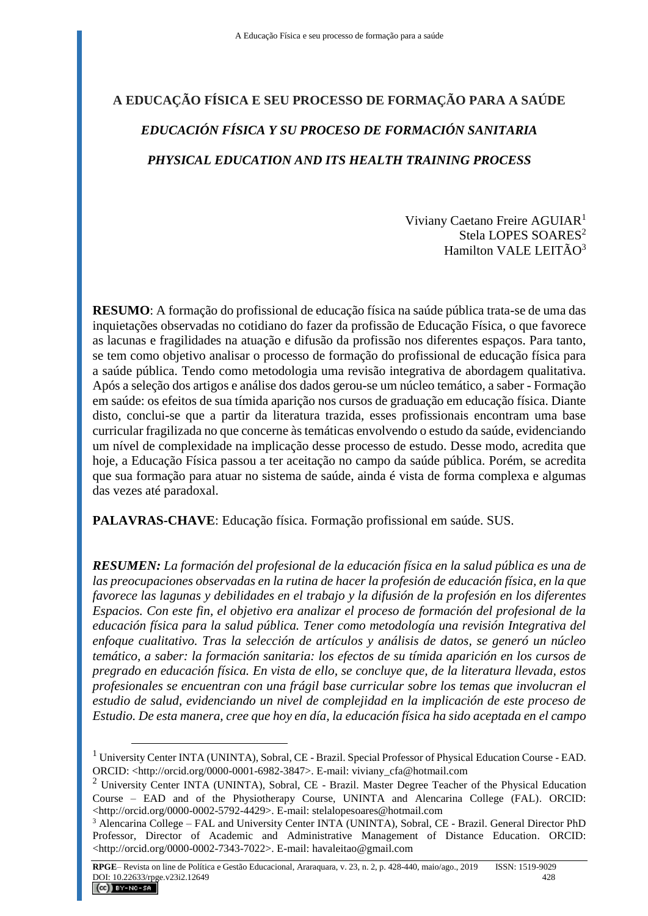# A EDUCAÇÃO FÍSICA E SEU PROCESSO DE FORMAÇÃO PARA A SAÚDE

## *EDUCACIÓN FÍSICA Y SU PROCESO DE FORMACIÓN SANITARIA*

## *PHYSICAL EDUCATION AND ITS HEALTH TRAINING PROCESS*

Viviany Caetano Freire AGUIAR[1]
Stela LOPES SOARES[2]
Hamilton VALE LEITÃO[3]

**RESUMO**: A formação do profissional de educação física na saúde pública trata-se de uma das inquietações observadas no cotidiano do fazer da profissão de Educação Física, o que favorece as lacunas e fragilidades na atuação e difusão da profissão nos diferentes espaços. Para tanto, se tem como objetivo analisar o processo de formação do profissional de educação física para a saúde pública. Tendo como metodologia uma revisão integrativa de abordagem qualitativa. Após a seleção dos artigos e análise dos dados gerou-se um núcleo temático, a saber - Formação em saúde: os efeitos de sua tímida aparição nos cursos de graduação em educação física. Diante disto, conclui-se que a partir da literatura trazida, esses profissionais encontram uma base curricular fragilizada no que concerne às temáticas envolvendo o estudo da saúde, evidenciando um nível de complexidade na implicação desse processo de estudo. Desse modo, acredita que hoje, a Educação Física passou a ter aceitação no campo da saúde pública. Porém, se acredita que sua formação para atuar no sistema de saúde, ainda é vista de forma complexa e algumas das vezes até paradoxal.

**PALAVRAS-CHAVE**: Educação física. Formação profissional em saúde. SUS.

***RESUMEN:*** *La formación del profesional de la educación física en la salud pública es una de las preocupaciones observadas en la rutina de hacer la profesión de educación física, en la que favorece las lagunas y debilidades en el trabajo y la difusión de la profesión en los diferentes Espacios. Con este fin, el objetivo era analizar el proceso de formación del profesional de la educación física para la salud pública. Tener como metodología una revisión Integrativa del enfoque cualitativo. Tras la selección de artículos y análisis de datos, se generó un núcleo temático, a saber: la formación sanitaria: los efectos de su tímida aparición en los cursos de pregrado en educación física. En vista de ello, se concluye que, de la literatura llevada, estos profesionales se encuentran con una frágil base curricular sobre los temas que involucran el estudio de salud, evidenciando un nivel de complejidad en la implicación de este proceso de Estudio. De esta manera, cree que hoy en día, la educación física ha sido aceptada en el campo*

---

[1] University Center INTA (UNINTA), Sobral, CE - Brazil. Special Professor of Physical Education Course - EAD. ORCID: <http://orcid.org/0000-0001-6982-3847>. E-mail: viviany_cfa@hotmail.com

[2] University Center INTA (UNINTA), Sobral, CE - Brazil. Master Degree Teacher of the Physical Education Course – EAD and of the Physiotherapy Course, UNINTA and Alencarina College (FAL). ORCID: <http://orcid.org/0000-0002-5792-4429>. E-mail: stelalopesoares@hotmail.com

[3] Alencarina College – FAL and University Center INTA (UNINTA), Sobral, CE - Brazil. General Director PhD Professor, Director of Academic and Administrative Management of Distance Education. ORCID: <http://orcid.org/0000-0002-7343-7022>. E-mail: havaleitao@gmail.com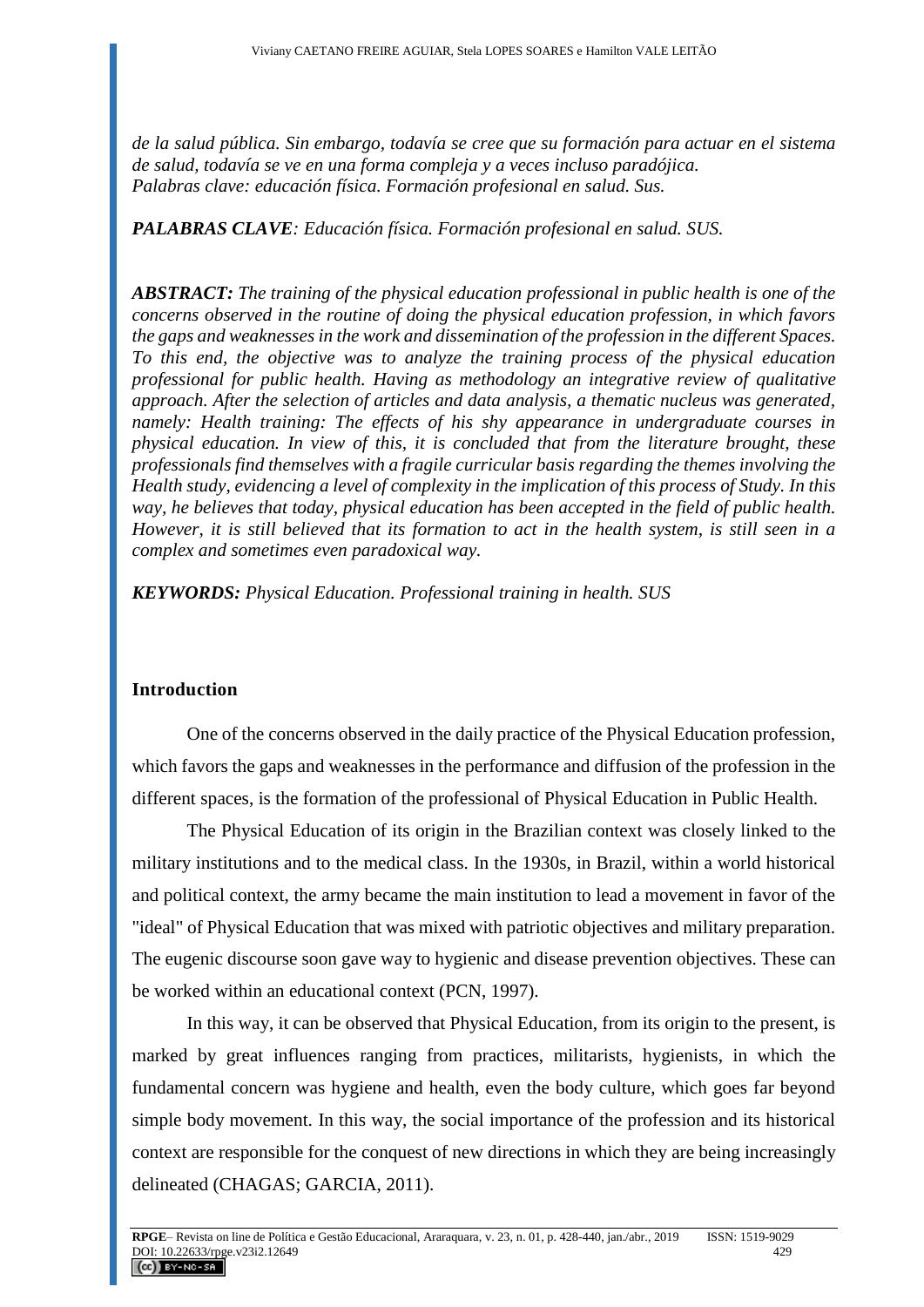*de la salud pública. Sin embargo, todavía se cree que su formación para actuar en el sistema de salud, todavía se ve en una forma compleja y a veces incluso paradójica.*
*Palabras clave: educación física. Formación profesional en salud. Sus.*

***PALABRAS CLAVE**: Educación física. Formación profesional en salud. SUS.*

***ABSTRACT:** The training of the physical education professional in public health is one of the concerns observed in the routine of doing the physical education profession, in which favors the gaps and weaknesses in the work and dissemination of the profession in the different Spaces. To this end, the objective was to analyze the training process of the physical education professional for public health. Having as methodology an integrative review of qualitative approach. After the selection of articles and data analysis, a thematic nucleus was generated, namely: Health training: The effects of his shy appearance in undergraduate courses in physical education. In view of this, it is concluded that from the literature brought, these professionals find themselves with a fragile curricular basis regarding the themes involving the Health study, evidencing a level of complexity in the implication of this process of Study. In this way, he believes that today, physical education has been accepted in the field of public health. However, it is still believed that its formation to act in the health system, is still seen in a complex and sometimes even paradoxical way.*

***KEYWORDS:** Physical Education. Professional training in health. SUS*

## Introduction

One of the concerns observed in the daily practice of the Physical Education profession, which favors the gaps and weaknesses in the performance and diffusion of the profession in the different spaces, is the formation of the professional of Physical Education in Public Health.

The Physical Education of its origin in the Brazilian context was closely linked to the military institutions and to the medical class. In the 1930s, in Brazil, within a world historical and political context, the army became the main institution to lead a movement in favor of the "ideal" of Physical Education that was mixed with patriotic objectives and military preparation. The eugenic discourse soon gave way to hygienic and disease prevention objectives. These can be worked within an educational context (PCN, 1997).

In this way, it can be observed that Physical Education, from its origin to the present, is marked by great influences ranging from practices, militarists, hygienists, in which the fundamental concern was hygiene and health, even the body culture, which goes far beyond simple body movement. In this way, the social importance of the profession and its historical context are responsible for the conquest of new directions in which they are being increasingly delineated (CHAGAS; GARCIA, 2011).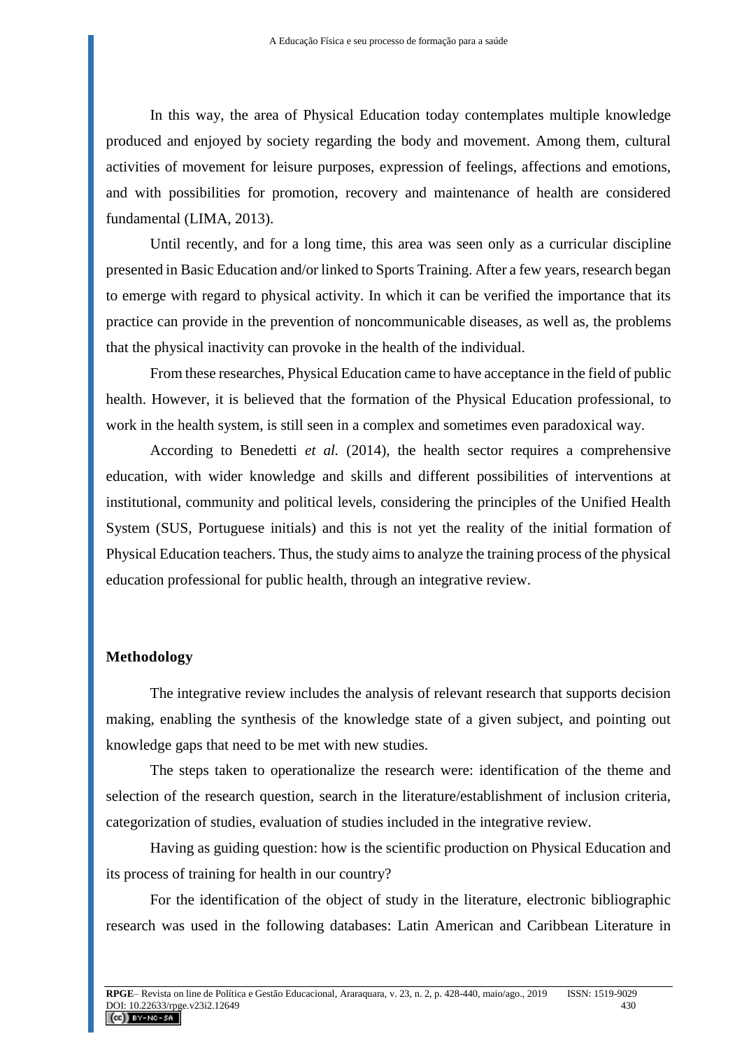In this way, the area of Physical Education today contemplates multiple knowledge produced and enjoyed by society regarding the body and movement. Among them, cultural activities of movement for leisure purposes, expression of feelings, affections and emotions, and with possibilities for promotion, recovery and maintenance of health are considered fundamental (LIMA, 2013).

Until recently, and for a long time, this area was seen only as a curricular discipline presented in Basic Education and/or linked to Sports Training. After a few years, research began to emerge with regard to physical activity. In which it can be verified the importance that its practice can provide in the prevention of noncommunicable diseases, as well as, the problems that the physical inactivity can provoke in the health of the individual.

From these researches, Physical Education came to have acceptance in the field of public health. However, it is believed that the formation of the Physical Education professional, to work in the health system, is still seen in a complex and sometimes even paradoxical way.

According to Benedetti *et al.* (2014), the health sector requires a comprehensive education, with wider knowledge and skills and different possibilities of interventions at institutional, community and political levels, considering the principles of the Unified Health System (SUS, Portuguese initials) and this is not yet the reality of the initial formation of Physical Education teachers. Thus, the study aims to analyze the training process of the physical education professional for public health, through an integrative review.

## Methodology

The integrative review includes the analysis of relevant research that supports decision making, enabling the synthesis of the knowledge state of a given subject, and pointing out knowledge gaps that need to be met with new studies.

The steps taken to operationalize the research were: identification of the theme and selection of the research question, search in the literature/establishment of inclusion criteria, categorization of studies, evaluation of studies included in the integrative review.

Having as guiding question: how is the scientific production on Physical Education and its process of training for health in our country?

For the identification of the object of study in the literature, electronic bibliographic research was used in the following databases: Latin American and Caribbean Literature in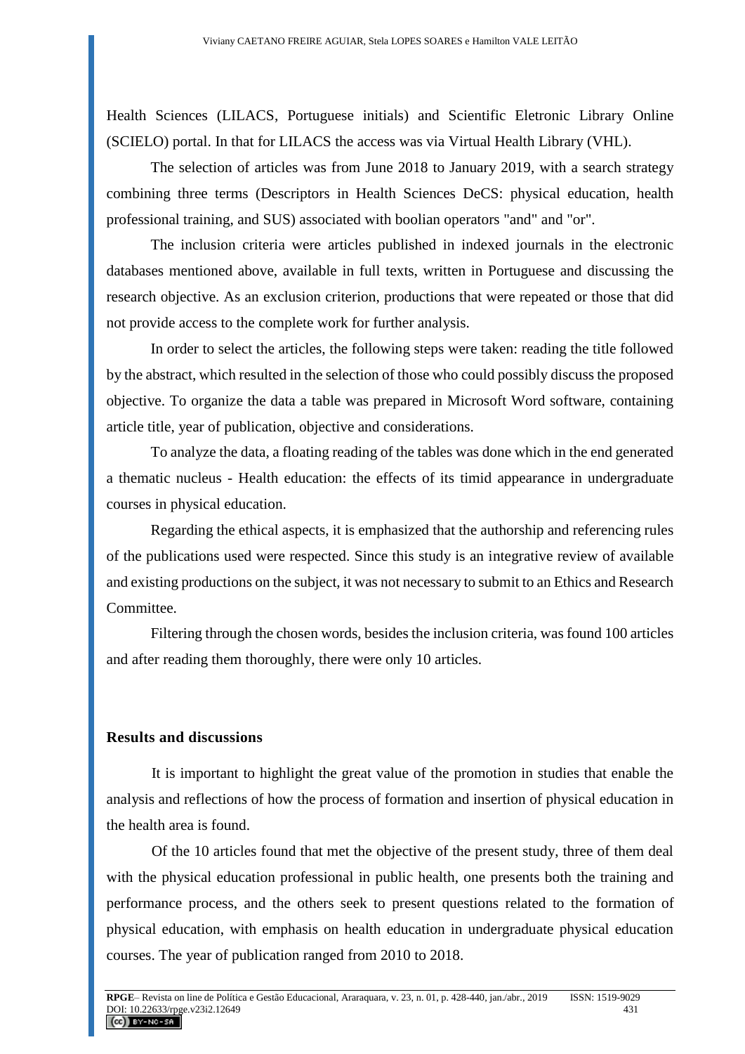Health Sciences (LILACS, Portuguese initials) and Scientific Eletronic Library Online (SCIELO) portal. In that for LILACS the access was via Virtual Health Library (VHL).

The selection of articles was from June 2018 to January 2019, with a search strategy combining three terms (Descriptors in Health Sciences DeCS: physical education, health professional training, and SUS) associated with boolian operators "and" and "or".

The inclusion criteria were articles published in indexed journals in the electronic databases mentioned above, available in full texts, written in Portuguese and discussing the research objective. As an exclusion criterion, productions that were repeated or those that did not provide access to the complete work for further analysis.

In order to select the articles, the following steps were taken: reading the title followed by the abstract, which resulted in the selection of those who could possibly discuss the proposed objective. To organize the data a table was prepared in Microsoft Word software, containing article title, year of publication, objective and considerations.

To analyze the data, a floating reading of the tables was done which in the end generated a thematic nucleus - Health education: the effects of its timid appearance in undergraduate courses in physical education.

Regarding the ethical aspects, it is emphasized that the authorship and referencing rules of the publications used were respected. Since this study is an integrative review of available and existing productions on the subject, it was not necessary to submit to an Ethics and Research Committee.

Filtering through the chosen words, besides the inclusion criteria, was found 100 articles and after reading them thoroughly, there were only 10 articles.

## Results and discussions

It is important to highlight the great value of the promotion in studies that enable the analysis and reflections of how the process of formation and insertion of physical education in the health area is found.

Of the 10 articles found that met the objective of the present study, three of them deal with the physical education professional in public health, one presents both the training and performance process, and the others seek to present questions related to the formation of physical education, with emphasis on health education in undergraduate physical education courses. The year of publication ranged from 2010 to 2018.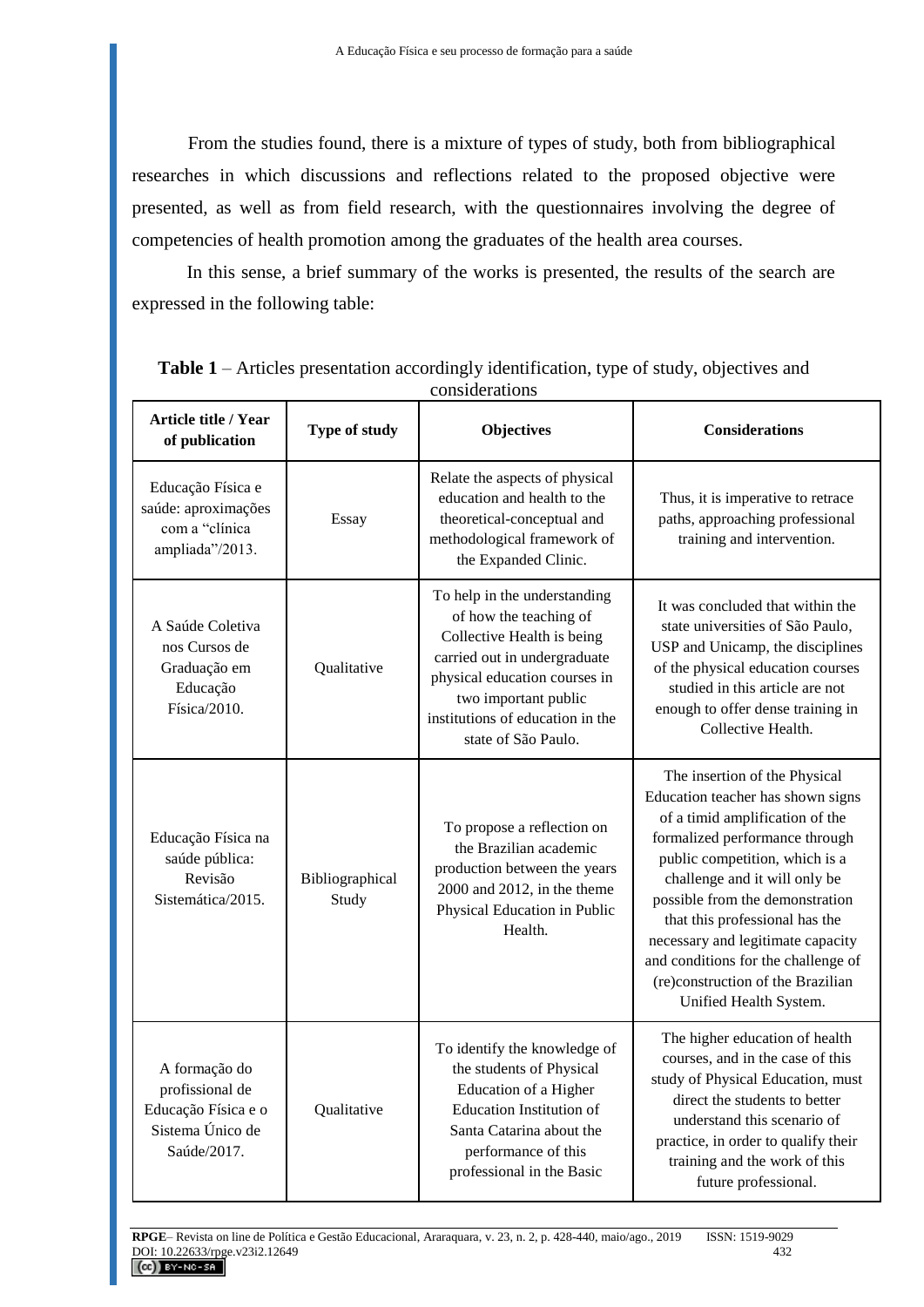From the studies found, there is a mixture of types of study, both from bibliographical researches in which discussions and reflections related to the proposed objective were presented, as well as from field research, with the questionnaires involving the degree of competencies of health promotion among the graduates of the health area courses.

In this sense, a brief summary of the works is presented, the results of the search are expressed in the following table:

**Table 1** – Articles presentation accordingly identification, type of study, objectives and considerations

| Article title / Year of publication | Type of study | Objectives | Considerations |
|---|---|---|---|
| Educação Física e saúde: aproximações com a "clínica ampliada"/2013. | Essay | Relate the aspects of physical education and health to the theoretical-conceptual and methodological framework of the Expanded Clinic. | Thus, it is imperative to retrace paths, approaching professional training and intervention. |
| A Saúde Coletiva nos Cursos de Graduação em Educação Física/2010. | Qualitative | To help in the understanding of how the teaching of Collective Health is being carried out in undergraduate physical education courses in two important public institutions of education in the state of São Paulo. | It was concluded that within the state universities of São Paulo, USP and Unicamp, the disciplines of the physical education courses studied in this article are not enough to offer dense training in Collective Health. |
| Educação Física na saúde pública: Revisão Sistemática/2015. | Bibliographical Study | To propose a reflection on the Brazilian academic production between the years 2000 and 2012, in the theme Physical Education in Public Health. | The insertion of the Physical Education teacher has shown signs of a timid amplification of the formalized performance through public competition, which is a challenge and it will only be possible from the demonstration that this professional has the necessary and legitimate capacity and conditions for the challenge of (re)construction of the Brazilian Unified Health System. |
| A formação do profissional de Educação Física e o Sistema Único de Saúde/2017. | Qualitative | To identify the knowledge of the students of Physical Education of a Higher Education Institution of Santa Catarina about the performance of this professional in the Basic | The higher education of health courses, and in the case of this study of Physical Education, must direct the students to better understand this scenario of practice, in order to qualify their training and the work of this future professional. |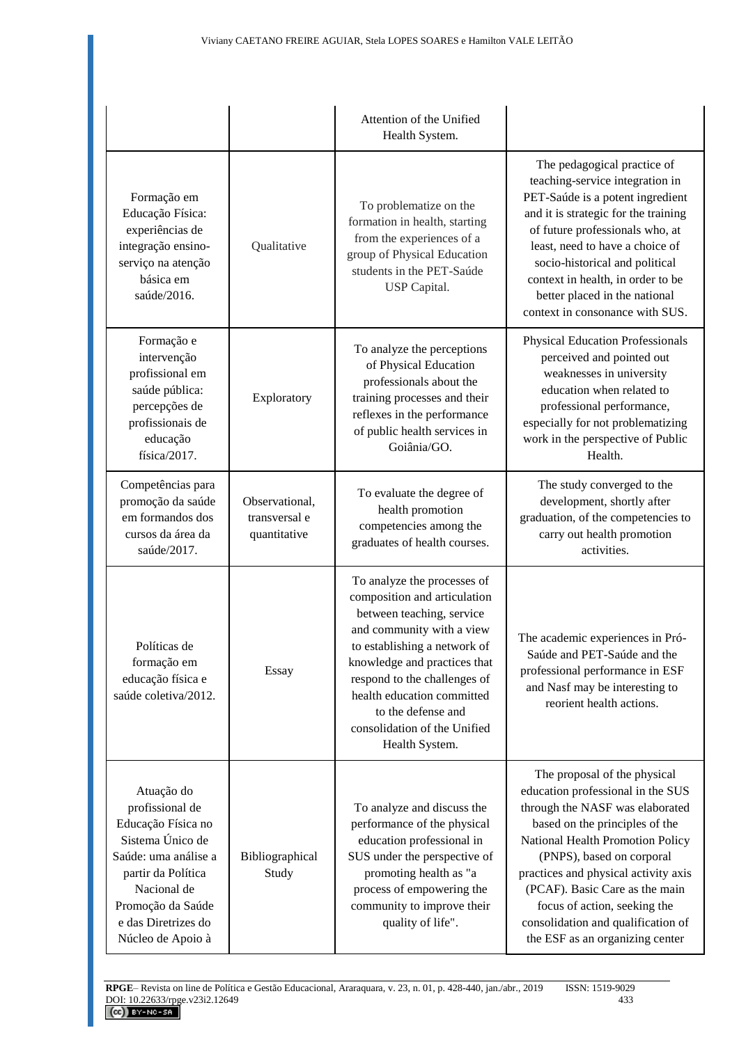| | | Attention of the Unified Health System. | |
|---|---|---|---|
| Formação em Educação Física: experiências de integração ensino-serviço na atenção básica em saúde/2016. | Qualitative | To problematize on the formation in health, starting from the experiences of a group of Physical Education students in the PET-Saúde USP Capital. | The pedagogical practice of teaching-service integration in PET-Saúde is a potent ingredient and it is strategic for the training of future professionals who, at least, need to have a choice of socio-historical and political context in health, in order to be better placed in the national context in consonance with SUS. |
| Formação e intervenção profissional em saúde pública: percepções de profissionais de educação física/2017. | Exploratory | To analyze the perceptions of Physical Education professionals about the training processes and their reflexes in the performance of public health services in Goiânia/GO. | Physical Education Professionals perceived and pointed out weaknesses in university education when related to professional performance, especially for not problematizing work in the perspective of Public Health. |
| Competências para promoção da saúde em formandos dos cursos da área da saúde/2017. | Observational, transversal e quantitative | To evaluate the degree of health promotion competencies among the graduates of health courses. | The study converged to the development, shortly after graduation, of the competencies to carry out health promotion activities. |
| Políticas de formação em educação física e saúde coletiva/2012. | Essay | To analyze the processes of composition and articulation between teaching, service and community with a view to establishing a network of knowledge and practices that respond to the challenges of health education committed to the defense and consolidation of the Unified Health System. | The academic experiences in Pró-Saúde and PET-Saúde and the professional performance in ESF and Nasf may be interesting to reorient health actions. |
| Atuação do profissional de Educação Física no Sistema Único de Saúde: uma análise a partir da Política Nacional de Promoção da Saúde e das Diretrizes do Núcleo de Apoio à | Bibliographical Study | To analyze and discuss the performance of the physical education professional in SUS under the perspective of promoting health as "a process of empowering the community to improve their quality of life". | The proposal of the physical education professional in the SUS through the NASF was elaborated based on the principles of the National Health Promotion Policy (PNPS), based on corporal practices and physical activity axis (PCAF). Basic Care as the main focus of action, seeking the consolidation and qualification of the ESF as an organizing center |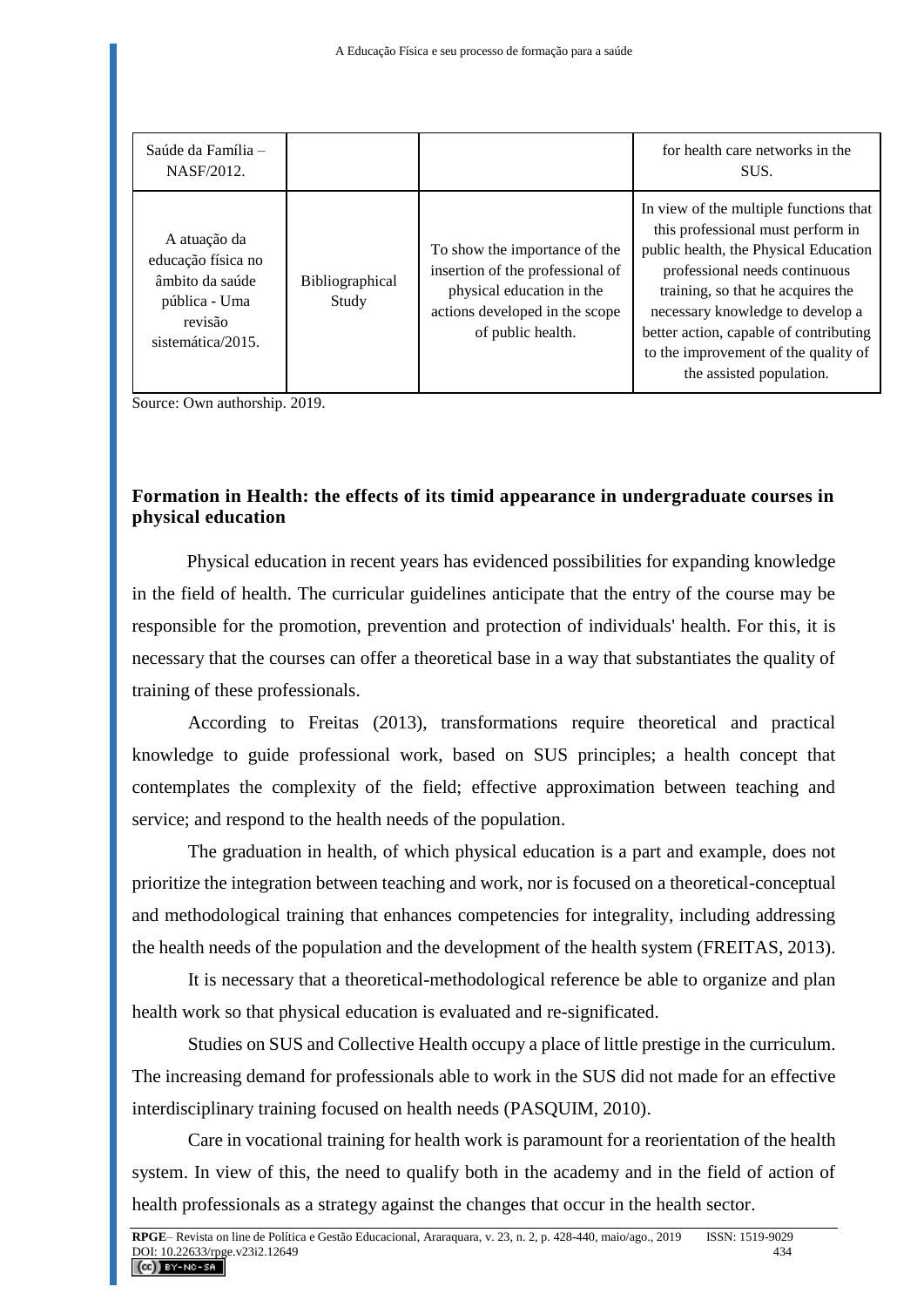| | | | |
|---|---|---|---|
| Saúde da Família – NASF/2012. | | | for health care networks in the SUS. |
| A atuação da educação física no âmbito da saúde pública - Uma revisão sistemática/2015. | Bibliographical Study | To show the importance of the insertion of the professional of physical education in the actions developed in the scope of public health. | In view of the multiple functions that this professional must perform in public health, the Physical Education professional needs continuous training, so that he acquires the necessary knowledge to develop a better action, capable of contributing to the improvement of the quality of the assisted population. |

Source: Own authorship. 2019.

## Formation in Health: the effects of its timid appearance in undergraduate courses in physical education

Physical education in recent years has evidenced possibilities for expanding knowledge in the field of health. The curricular guidelines anticipate that the entry of the course may be responsible for the promotion, prevention and protection of individuals' health. For this, it is necessary that the courses can offer a theoretical base in a way that substantiates the quality of training of these professionals.

According to Freitas (2013), transformations require theoretical and practical knowledge to guide professional work, based on SUS principles; a health concept that contemplates the complexity of the field; effective approximation between teaching and service; and respond to the health needs of the population.

The graduation in health, of which physical education is a part and example, does not prioritize the integration between teaching and work, nor is focused on a theoretical-conceptual and methodological training that enhances competencies for integrality, including addressing the health needs of the population and the development of the health system (FREITAS, 2013).

It is necessary that a theoretical-methodological reference be able to organize and plan health work so that physical education is evaluated and re-significated.

Studies on SUS and Collective Health occupy a place of little prestige in the curriculum. The increasing demand for professionals able to work in the SUS did not made for an effective interdisciplinary training focused on health needs (PASQUIM, 2010).

Care in vocational training for health work is paramount for a reorientation of the health system. In view of this, the need to qualify both in the academy and in the field of action of health professionals as a strategy against the changes that occur in the health sector.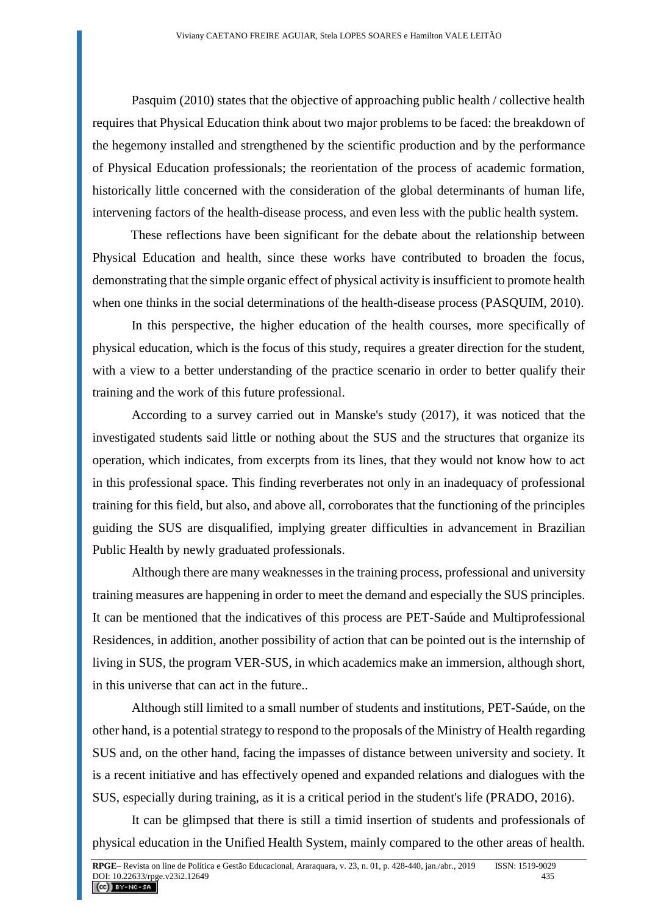Pasquim (2010) states that the objective of approaching public health / collective health requires that Physical Education think about two major problems to be faced: the breakdown of the hegemony installed and strengthened by the scientific production and by the performance of Physical Education professionals; the reorientation of the process of academic formation, historically little concerned with the consideration of the global determinants of human life, intervening factors of the health-disease process, and even less with the public health system.

These reflections have been significant for the debate about the relationship between Physical Education and health, since these works have contributed to broaden the focus, demonstrating that the simple organic effect of physical activity is insufficient to promote health when one thinks in the social determinations of the health-disease process (PASQUIM, 2010).

In this perspective, the higher education of the health courses, more specifically of physical education, which is the focus of this study, requires a greater direction for the student, with a view to a better understanding of the practice scenario in order to better qualify their training and the work of this future professional.

According to a survey carried out in Manske's study (2017), it was noticed that the investigated students said little or nothing about the SUS and the structures that organize its operation, which indicates, from excerpts from its lines, that they would not know how to act in this professional space. This finding reverberates not only in an inadequacy of professional training for this field, but also, and above all, corroborates that the functioning of the principles guiding the SUS are disqualified, implying greater difficulties in advancement in Brazilian Public Health by newly graduated professionals.

Although there are many weaknesses in the training process, professional and university training measures are happening in order to meet the demand and especially the SUS principles. It can be mentioned that the indicatives of this process are PET-Saúde and Multiprofessional Residences, in addition, another possibility of action that can be pointed out is the internship of living in SUS, the program VER-SUS, in which academics make an immersion, although short, in this universe that can act in the future..

Although still limited to a small number of students and institutions, PET-Saúde, on the other hand, is a potential strategy to respond to the proposals of the Ministry of Health regarding SUS and, on the other hand, facing the impasses of distance between university and society. It is a recent initiative and has effectively opened and expanded relations and dialogues with the SUS, especially during training, as it is a critical period in the student's life (PRADO, 2016).

It can be glimpsed that there is still a timid insertion of students and professionals of physical education in the Unified Health System, mainly compared to the other areas of health.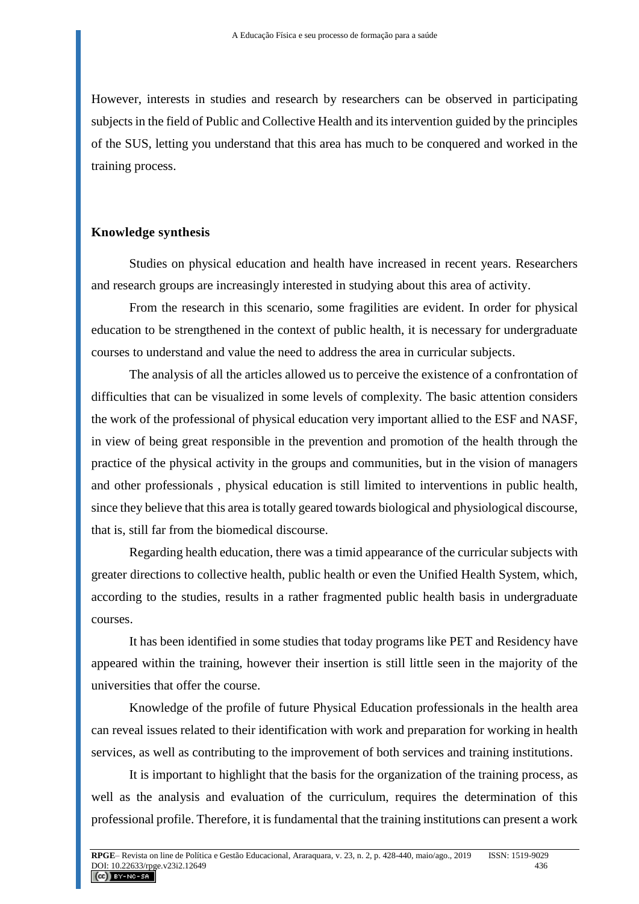However, interests in studies and research by researchers can be observed in participating subjects in the field of Public and Collective Health and its intervention guided by the principles of the SUS, letting you understand that this area has much to be conquered and worked in the training process.

## Knowledge synthesis

Studies on physical education and health have increased in recent years. Researchers and research groups are increasingly interested in studying about this area of activity.

From the research in this scenario, some fragilities are evident. In order for physical education to be strengthened in the context of public health, it is necessary for undergraduate courses to understand and value the need to address the area in curricular subjects.

The analysis of all the articles allowed us to perceive the existence of a confrontation of difficulties that can be visualized in some levels of complexity. The basic attention considers the work of the professional of physical education very important allied to the ESF and NASF, in view of being great responsible in the prevention and promotion of the health through the practice of the physical activity in the groups and communities, but in the vision of managers and other professionals , physical education is still limited to interventions in public health, since they believe that this area is totally geared towards biological and physiological discourse, that is, still far from the biomedical discourse.

Regarding health education, there was a timid appearance of the curricular subjects with greater directions to collective health, public health or even the Unified Health System, which, according to the studies, results in a rather fragmented public health basis in undergraduate courses.

It has been identified in some studies that today programs like PET and Residency have appeared within the training, however their insertion is still little seen in the majority of the universities that offer the course.

Knowledge of the profile of future Physical Education professionals in the health area can reveal issues related to their identification with work and preparation for working in health services, as well as contributing to the improvement of both services and training institutions.

It is important to highlight that the basis for the organization of the training process, as well as the analysis and evaluation of the curriculum, requires the determination of this professional profile. Therefore, it is fundamental that the training institutions can present a work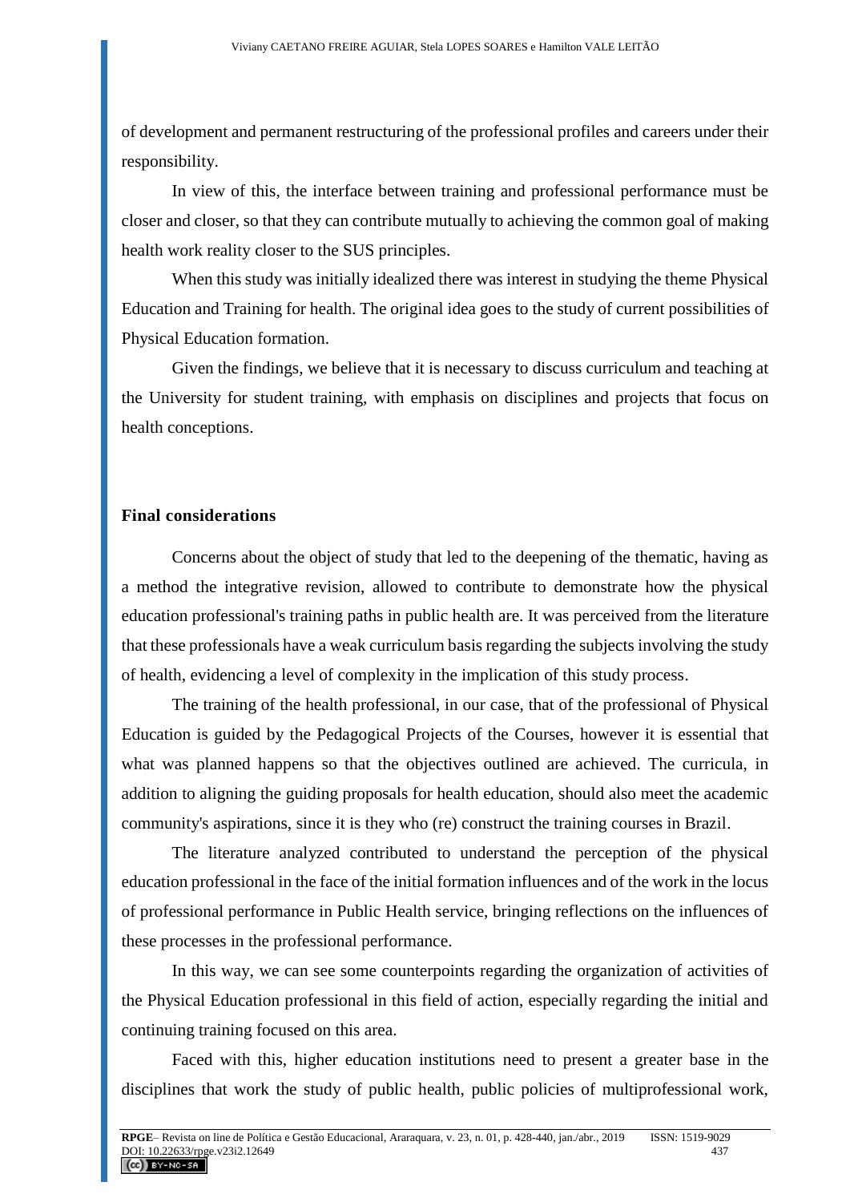of development and permanent restructuring of the professional profiles and careers under their responsibility.

In view of this, the interface between training and professional performance must be closer and closer, so that they can contribute mutually to achieving the common goal of making health work reality closer to the SUS principles.

When this study was initially idealized there was interest in studying the theme Physical Education and Training for health. The original idea goes to the study of current possibilities of Physical Education formation.

Given the findings, we believe that it is necessary to discuss curriculum and teaching at the University for student training, with emphasis on disciplines and projects that focus on health conceptions.

## Final considerations

Concerns about the object of study that led to the deepening of the thematic, having as a method the integrative revision, allowed to contribute to demonstrate how the physical education professional's training paths in public health are. It was perceived from the literature that these professionals have a weak curriculum basis regarding the subjects involving the study of health, evidencing a level of complexity in the implication of this study process.

The training of the health professional, in our case, that of the professional of Physical Education is guided by the Pedagogical Projects of the Courses, however it is essential that what was planned happens so that the objectives outlined are achieved. The curricula, in addition to aligning the guiding proposals for health education, should also meet the academic community's aspirations, since it is they who (re) construct the training courses in Brazil.

The literature analyzed contributed to understand the perception of the physical education professional in the face of the initial formation influences and of the work in the locus of professional performance in Public Health service, bringing reflections on the influences of these processes in the professional performance.

In this way, we can see some counterpoints regarding the organization of activities of the Physical Education professional in this field of action, especially regarding the initial and continuing training focused on this area.

Faced with this, higher education institutions need to present a greater base in the disciplines that work the study of public health, public policies of multiprofessional work,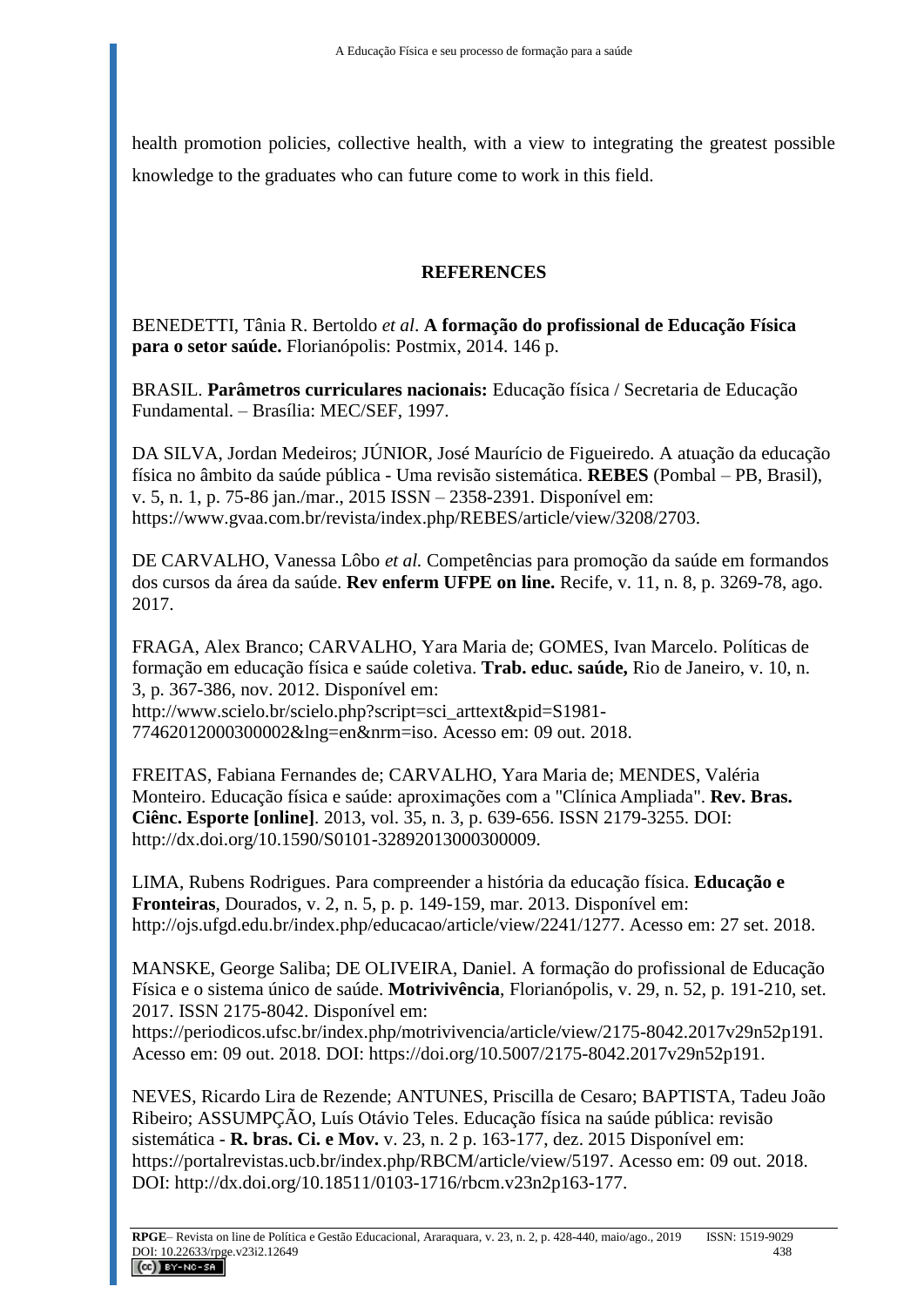health promotion policies, collective health, with a view to integrating the greatest possible knowledge to the graduates who can future come to work in this field.

## REFERENCES

BENEDETTI, Tânia R. Bertoldo *et al*. **A formação do profissional de Educação Física para o setor saúde.** Florianópolis: Postmix, 2014. 146 p.

BRASIL. **Parâmetros curriculares nacionais:** Educação física / Secretaria de Educação Fundamental. – Brasília: MEC/SEF, 1997.

DA SILVA, Jordan Medeiros; JÚNIOR, José Maurício de Figueiredo. A atuação da educação física no âmbito da saúde pública - Uma revisão sistemática. **REBES** (Pombal – PB, Brasil), v. 5, n. 1, p. 75-86 jan./mar., 2015 ISSN – 2358-2391. Disponível em: https://www.gvaa.com.br/revista/index.php/REBES/article/view/3208/2703.

DE CARVALHO, Vanessa Lôbo *et al.* Competências para promoção da saúde em formandos dos cursos da área da saúde. **Rev enferm UFPE on line.** Recife, v. 11, n. 8, p. 3269-78, ago. 2017.

FRAGA, Alex Branco; CARVALHO, Yara Maria de; GOMES, Ivan Marcelo. Políticas de formação em educação física e saúde coletiva. **Trab. educ. saúde,** Rio de Janeiro, v. 10, n. 3, p. 367-386, nov. 2012. Disponível em: http://www.scielo.br/scielo.php?script=sci_arttext&pid=S1981-77462012000300002&lng=en&nrm=iso. Acesso em: 09 out. 2018.

FREITAS, Fabiana Fernandes de; CARVALHO, Yara Maria de; MENDES, Valéria Monteiro. Educação física e saúde: aproximações com a "Clínica Ampliada". **Rev. Bras. Ciênc. Esporte [online]**. 2013, vol. 35, n. 3, p. 639-656. ISSN 2179-3255. DOI: http://dx.doi.org/10.1590/S0101-32892013000300009.

LIMA, Rubens Rodrigues. Para compreender a história da educação física. **Educação e Fronteiras**, Dourados, v. 2, n. 5, p. p. 149-159, mar. 2013. Disponível em: http://ojs.ufgd.edu.br/index.php/educacao/article/view/2241/1277. Acesso em: 27 set. 2018.

MANSKE, George Saliba; DE OLIVEIRA, Daniel. A formação do profissional de Educação Física e o sistema único de saúde. **Motrivivência**, Florianópolis, v. 29, n. 52, p. 191-210, set. 2017. ISSN 2175-8042. Disponível em: https://periodicos.ufsc.br/index.php/motrivivencia/article/view/2175-8042.2017v29n52p191. Acesso em: 09 out. 2018. DOI: https://doi.org/10.5007/2175-8042.2017v29n52p191.

NEVES, Ricardo Lira de Rezende; ANTUNES, Priscilla de Cesaro; BAPTISTA, Tadeu João Ribeiro; ASSUMPÇÃO, Luís Otávio Teles. Educação física na saúde pública: revisão sistemática - **R. bras. Ci. e Mov.** v. 23, n. 2 p. 163-177, dez. 2015 Disponível em: https://portalrevistas.ucb.br/index.php/RBCM/article/view/5197. Acesso em: 09 out. 2018. DOI: http://dx.doi.org/10.18511/0103-1716/rbcm.v23n2p163-177.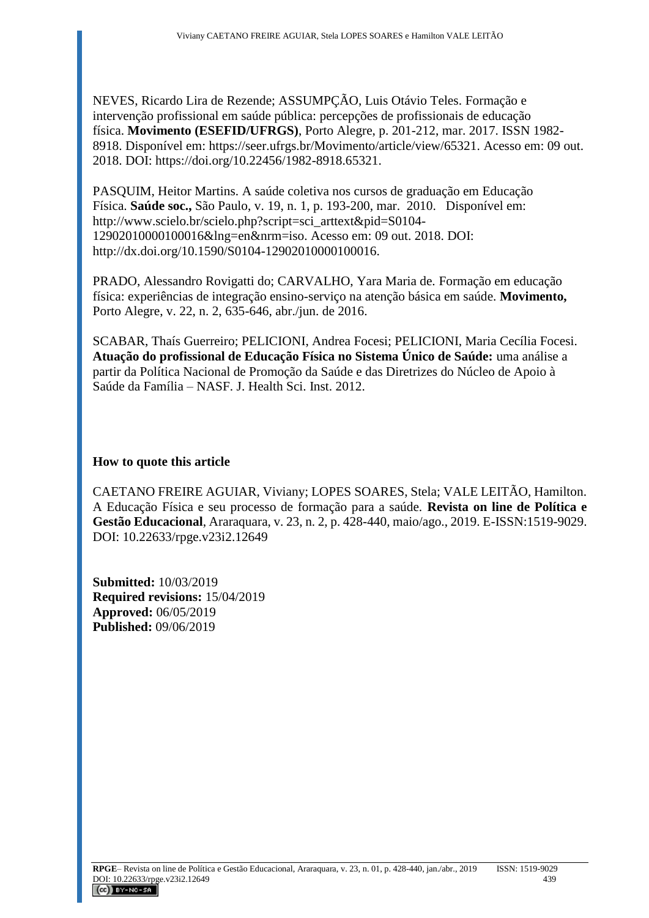NEVES, Ricardo Lira de Rezende; ASSUMPÇÃO, Luis Otávio Teles. Formação e intervenção profissional em saúde pública: percepções de profissionais de educação física. **Movimento (ESEFID/UFRGS)**, Porto Alegre, p. 201-212, mar. 2017. ISSN 1982-8918. Disponível em: https://seer.ufrgs.br/Movimento/article/view/65321. Acesso em: 09 out. 2018. DOI: https://doi.org/10.22456/1982-8918.65321.

PASQUIM, Heitor Martins. A saúde coletiva nos cursos de graduação em Educação Física. **Saúde soc.,** São Paulo, v. 19, n. 1, p. 193-200, mar. 2010. Disponível em: http://www.scielo.br/scielo.php?script=sci_arttext&pid=S0104-12902010000100016&lng=en&nrm=iso. Acesso em: 09 out. 2018. DOI: http://dx.doi.org/10.1590/S0104-12902010000100016.

PRADO, Alessandro Rovigatti do; CARVALHO, Yara Maria de. Formação em educação física: experiências de integração ensino-serviço na atenção básica em saúde. **Movimento,** Porto Alegre, v. 22, n. 2, 635-646, abr./jun. de 2016.

SCABAR, Thaís Guerreiro; PELICIONI, Andrea Focesi; PELICIONI, Maria Cecília Focesi. **Atuação do profissional de Educação Física no Sistema Único de Saúde:** uma análise a partir da Política Nacional de Promoção da Saúde e das Diretrizes do Núcleo de Apoio à Saúde da Família – NASF. J. Health Sci. Inst. 2012.

**How to quote this article**

CAETANO FREIRE AGUIAR, Viviany; LOPES SOARES, Stela; VALE LEITÃO, Hamilton. A Educação Física e seu processo de formação para a saúde. **Revista on line de Política e Gestão Educacional**, Araraquara, v. 23, n. 2, p. 428-440, maio/ago., 2019. E-ISSN:1519-9029. DOI: 10.22633/rpge.v23i2.12649

**Submitted:** 10/03/2019
**Required revisions:** 15/04/2019
**Approved:** 06/05/2019
**Published:** 09/06/2019